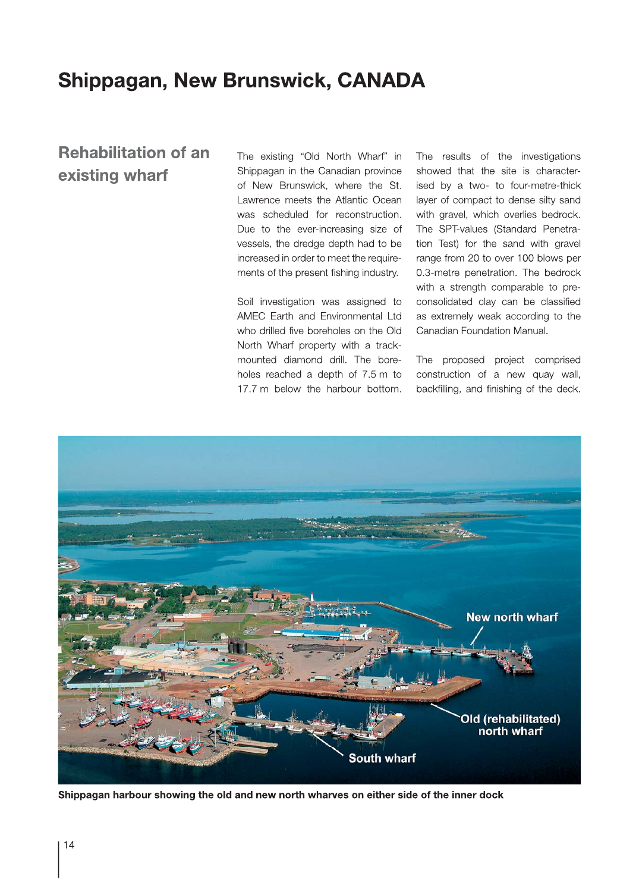# Shippagan, New Brunswick, CANADA

## Rehabilitation of an existing wharf

The existing "Old North Wharf" in Shippagan in the Canadian province of New Brunswick, where the St. Lawrence meets the Atlantic Ocean was scheduled for reconstruction. Due to the ever-increasing size of vessels, the dredge depth had to be increased in order to meet the requirements of the present fishing industry.

Soil investigation was assigned to AMEC Earth and Environmental Ltd who drilled five boreholes on the Old North Wharf property with a track-mounted diamond drill. The boreholes reached a depth of 7.5 m to 17.7 m below the harbour bottom.

The results of the investigations showed that the site is characterised by a two- to four-metre-thick layer of compact to dense silty sand with gravel, which overlies bedrock. The SPT-values (Standard Penetration Test) for the sand with gravel range from 20 to over 100 blows per 0.3-metre penetration. The bedrock with a strength comparable to preconsolidated clay can be classified as extremely weak according to the Canadian Foundation Manual.

The proposed project comprised construction of a new quay wall, backfilling, and finishing of the deck.

New north wharf

Old (rehabilitated) north wharf

South wharf

**Shippagan harbour showing the old and new north wharves on either side of the inner dock**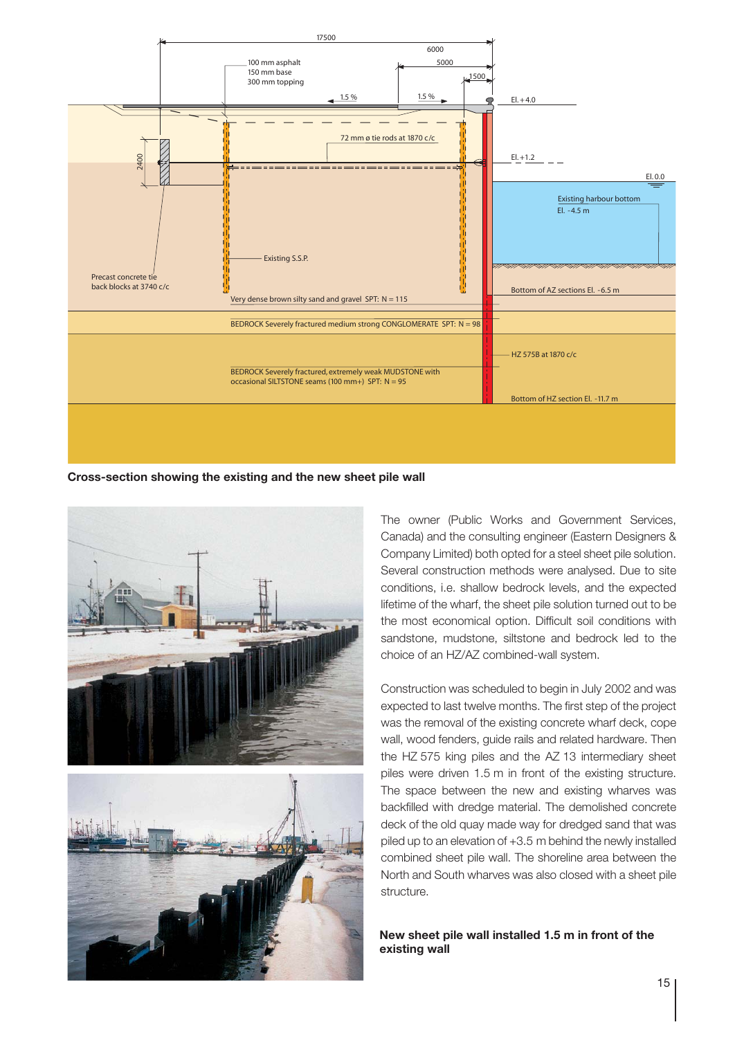**Cross-section showing the existing and the new sheet pile wall**

The owner (Public Works and Government Services, Canada) and the consulting engineer (Eastern Designers & Company Limited) both opted for a steel sheet pile solution. Several construction methods were analysed. Due to site conditions, i.e. shallow bedrock levels, and the expected lifetime of the wharf, the sheet pile solution turned out to be the most economical option. Difficult soil conditions with sandstone, mudstone, siltstone and bedrock led to the choice of an HZ/AZ combined-wall system.

Construction was scheduled to begin in July 2002 and was expected to last twelve months. The first step of the project was the removal of the existing concrete wharf deck, cope wall, wood fenders, guide rails and related hardware. Then the HZ 575 king piles and the AZ 13 intermediary sheet piles were driven 1.5 m in front of the existing structure. The space between the new and existing wharves was backfilled with dredge material. The demolished concrete deck of the old quay made way for dredged sand that was piled up to an elevation of +3.5 m behind the newly installed combined sheet pile wall. The shoreline area between the North and South wharves was also closed with a sheet pile structure.

**New sheet pile wall installed 1.5 m in front of the existing wall**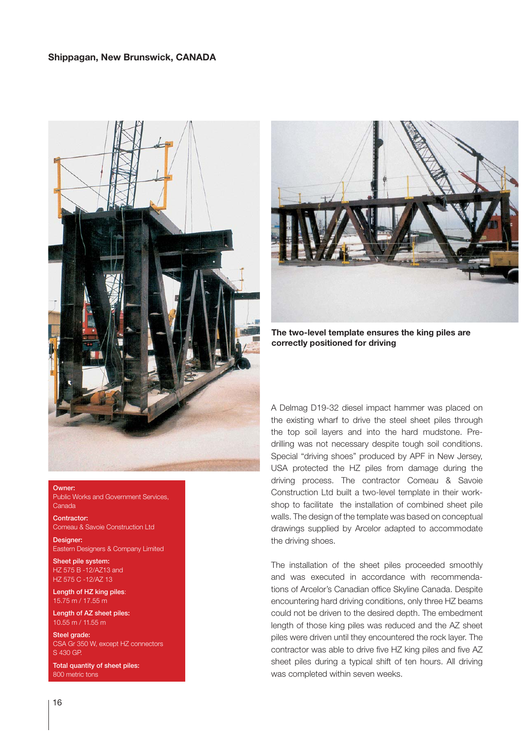## Shippagan, New Brunswick, CANADA

The two-level template ensures the king piles are correctly positioned for driving

**Owner:**
Public Works and Government Services, Canada

**Contractor:**
Comeau & Savoie Construction Ltd

**Designer:**
Eastern Designers & Company Limited

**Sheet pile system:**
HZ 575 B -12/AZ13 and
HZ 575 C -12/AZ 13

**Length of HZ king piles:**
15.75 m / 17.55 m

**Length of AZ sheet piles:**
10.55 m / 11.55 m

**Steel grade:**
CSA Gr 350 W, except HZ connectors
S 430 GP.

**Total quantity of sheet piles:**
800 metric tons

A Delmag D19-32 diesel impact hammer was placed on the existing wharf to drive the steel sheet piles through the top soil layers and into the hard mudstone. Pre-drilling was not necessary despite tough soil conditions. Special "driving shoes" produced by APF in New Jersey, USA protected the HZ piles from damage during the driving process. The contractor Comeau & Savoie Construction Ltd built a two-level template in their work-shop to facilitate the installation of combined sheet pile walls. The design of the template was based on conceptual drawings supplied by Arcelor adapted to accommodate the driving shoes.

The installation of the sheet piles proceeded smoothly and was executed in accordance with recommendations of Arcelor's Canadian office Skyline Canada. Despite encountering hard driving conditions, only three HZ beams could not be driven to the desired depth. The embedment length of those king piles was reduced and the AZ sheet piles were driven until they encountered the rock layer. The contractor was able to drive five HZ king piles and five AZ sheet piles during a typical shift of ten hours. All driving was completed within seven weeks.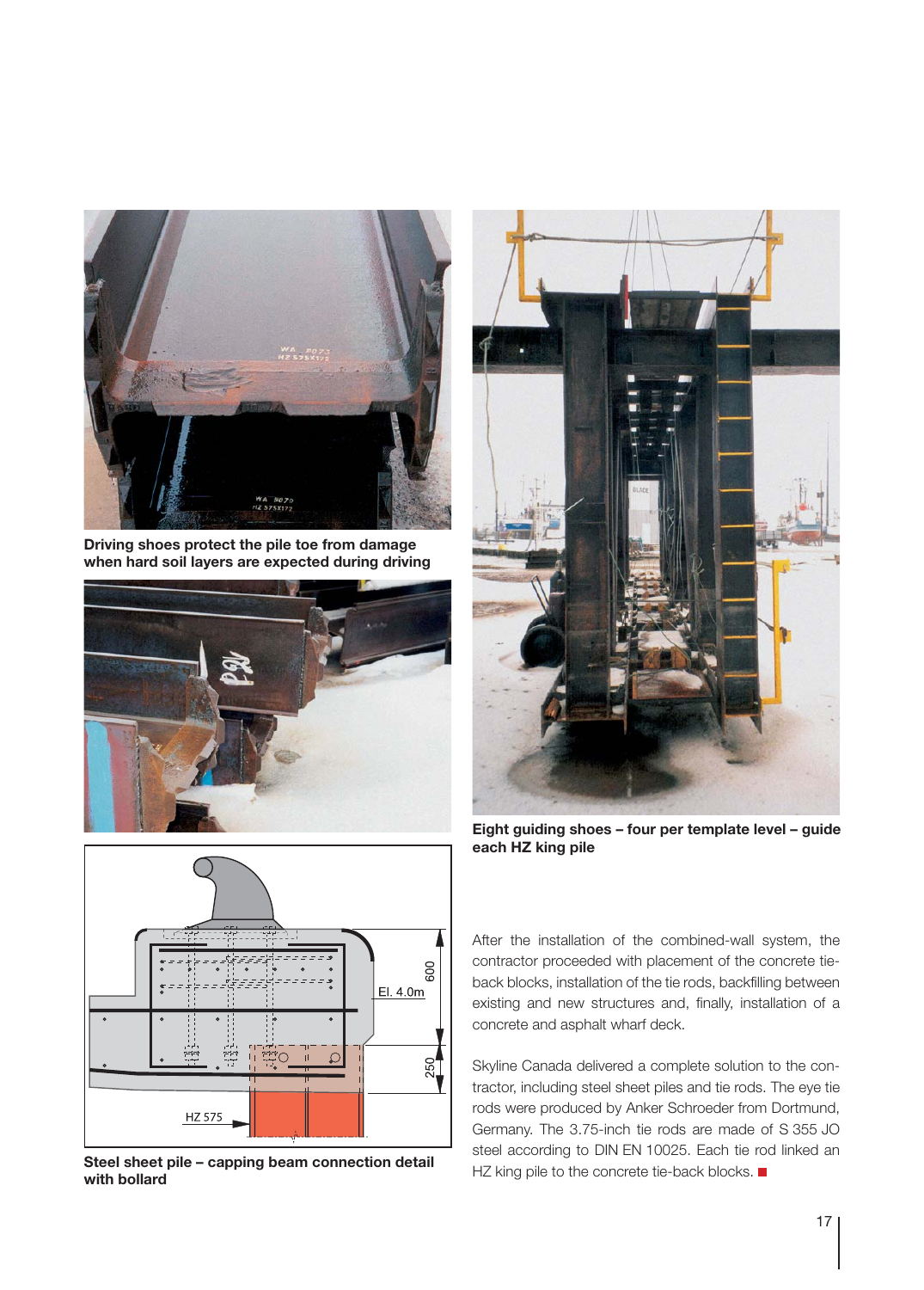Driving shoes protect the pile toe from damage when hard soil layers are expected during driving

Eight guiding shoes – four per template level – guide each HZ king pile

600

El. 4.0m

250

HZ 575

Steel sheet pile – capping beam connection detail with bollard

After the installation of the combined-wall system, the contractor proceeded with placement of the concrete tie-back blocks, installation of the tie rods, backfilling between existing and new structures and, finally, installation of a concrete and asphalt wharf deck.

Skyline Canada delivered a complete solution to the contractor, including steel sheet piles and tie rods. The eye tie rods were produced by Anker Schroeder from Dortmund, Germany. The 3.75-inch tie rods are made of S 355 JO steel according to DIN EN 10025. Each tie rod linked an HZ king pile to the concrete tie-back blocks. ■